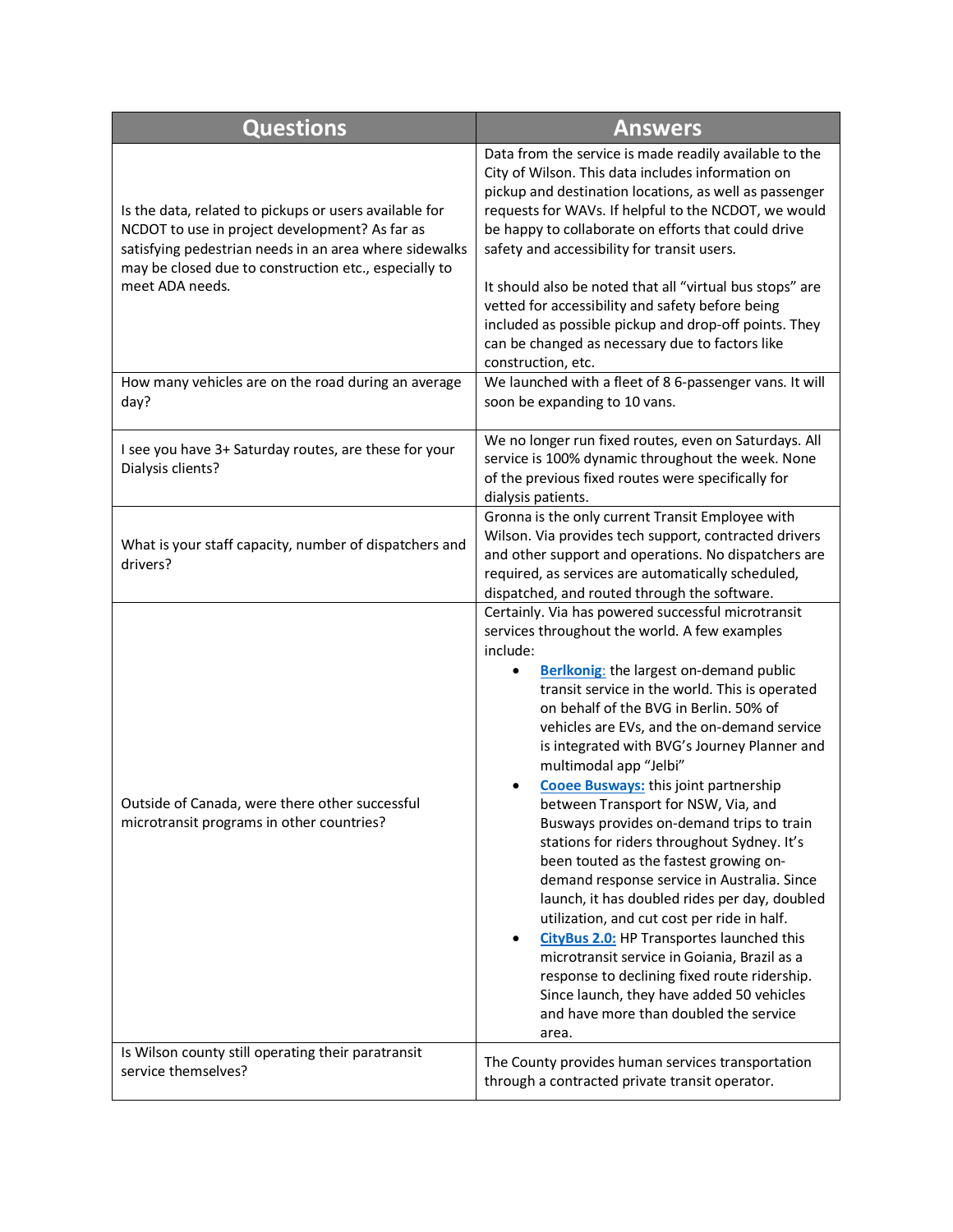| Questions | Answers |
| --- | --- |
| Is the data, related to pickups or users available for NCDOT to use in project development? As far as satisfying pedestrian needs in an area where sidewalks may be closed due to construction etc., especially to meet ADA needs. | Data from the service is made readily available to the City of Wilson. This data includes information on pickup and destination locations, as well as passenger requests for WAVs. If helpful to the NCDOT, we would be happy to collaborate on efforts that could drive safety and accessibility for transit users.<br><br>It should also be noted that all "virtual bus stops" are vetted for accessibility and safety before being included as possible pickup and drop-off points. They can be changed as necessary due to factors like construction, etc. |
| How many vehicles are on the road during an average day? | We launched with a fleet of 8 6-passenger vans. It will soon be expanding to 10 vans. |
| I see you have 3+ Saturday routes, are these for your Dialysis clients? | We no longer run fixed routes, even on Saturdays. All service is 100% dynamic throughout the week. None of the previous fixed routes were specifically for dialysis patients. |
| What is your staff capacity, number of dispatchers and drivers? | Gronna is the only current Transit Employee with Wilson. Via provides tech support, contracted drivers and other support and operations. No dispatchers are required, as services are automatically scheduled, dispatched, and routed through the software. |
| Outside of Canada, were there other successful microtransit programs in other countries? | Certainly. Via has powered successful microtransit services throughout the world. A few examples include:<br>• **Berlkonig:** the largest on-demand public transit service in the world. This is operated on behalf of the BVG in Berlin. 50% of vehicles are EVs, and the on-demand service is integrated with BVG's Journey Planner and multimodal app "Jelbi"<br>• **Cooee Busways:** this joint partnership between Transport for NSW, Via, and Busways provides on-demand trips to train stations for riders throughout Sydney. It's been touted as the fastest growing on-demand response service in Australia. Since launch, it has doubled rides per day, doubled utilization, and cut cost per ride in half.<br>• **CityBus 2.0:** HP Transportes launched this microtransit service in Goiania, Brazil as a response to declining fixed route ridership. Since launch, they have added 50 vehicles and have more than doubled the service area. |
| Is Wilson county still operating their paratransit service themselves? | The County provides human services transportation through a contracted private transit operator. |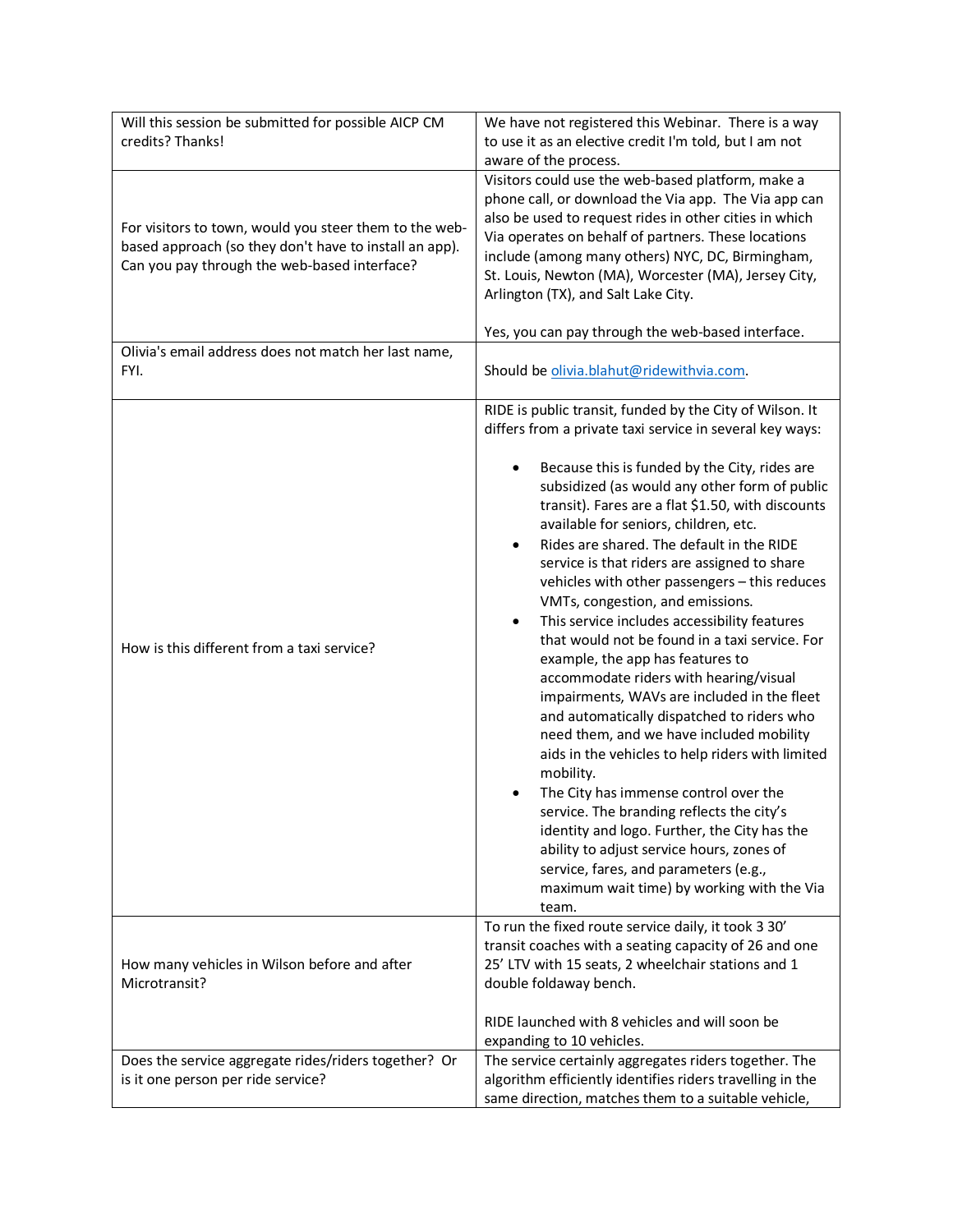| Will this session be submitted for possible AICP CM credits? Thanks! | We have not registered this Webinar. There is a way to use it as an elective credit I'm told, but I am not aware of the process. |
|---|---|
| For visitors to town, would you steer them to the web-based approach (so they don't have to install an app). Can you pay through the web-based interface? | Visitors could use the web-based platform, make a phone call, or download the Via app. The Via app can also be used to request rides in other cities in which Via operates on behalf of partners. These locations include (among many others) NYC, DC, Birmingham, St. Louis, Newton (MA), Worcester (MA), Jersey City, Arlington (TX), and Salt Lake City.<br><br>Yes, you can pay through the web-based interface. |
| Olivia's email address does not match her last name, FYI. | Should be olivia.blahut@ridewithvia.com. |
| How is this different from a taxi service? | RIDE is public transit, funded by the City of Wilson. It differs from a private taxi service in several key ways:<br><br>• Because this is funded by the City, rides are subsidized (as would any other form of public transit). Fares are a flat $1.50, with discounts available for seniors, children, etc.<br>• Rides are shared. The default in the RIDE service is that riders are assigned to share vehicles with other passengers – this reduces VMTs, congestion, and emissions.<br>• This service includes accessibility features that would not be found in a taxi service. For example, the app has features to accommodate riders with hearing/visual impairments, WAVs are included in the fleet and automatically dispatched to riders who need them, and we have included mobility aids in the vehicles to help riders with limited mobility.<br>• The City has immense control over the service. The branding reflects the city's identity and logo. Further, the City has the ability to adjust service hours, zones of service, fares, and parameters (e.g., maximum wait time) by working with the Via team. |
| How many vehicles in Wilson before and after Microtransit? | To run the fixed route service daily, it took 3 30' transit coaches with a seating capacity of 26 and one 25' LTV with 15 seats, 2 wheelchair stations and 1 double foldaway bench.<br><br>RIDE launched with 8 vehicles and will soon be expanding to 10 vehicles. |
| Does the service aggregate rides/riders together? Or is it one person per ride service? | The service certainly aggregates riders together. The algorithm efficiently identifies riders travelling in the same direction, matches them to a suitable vehicle, |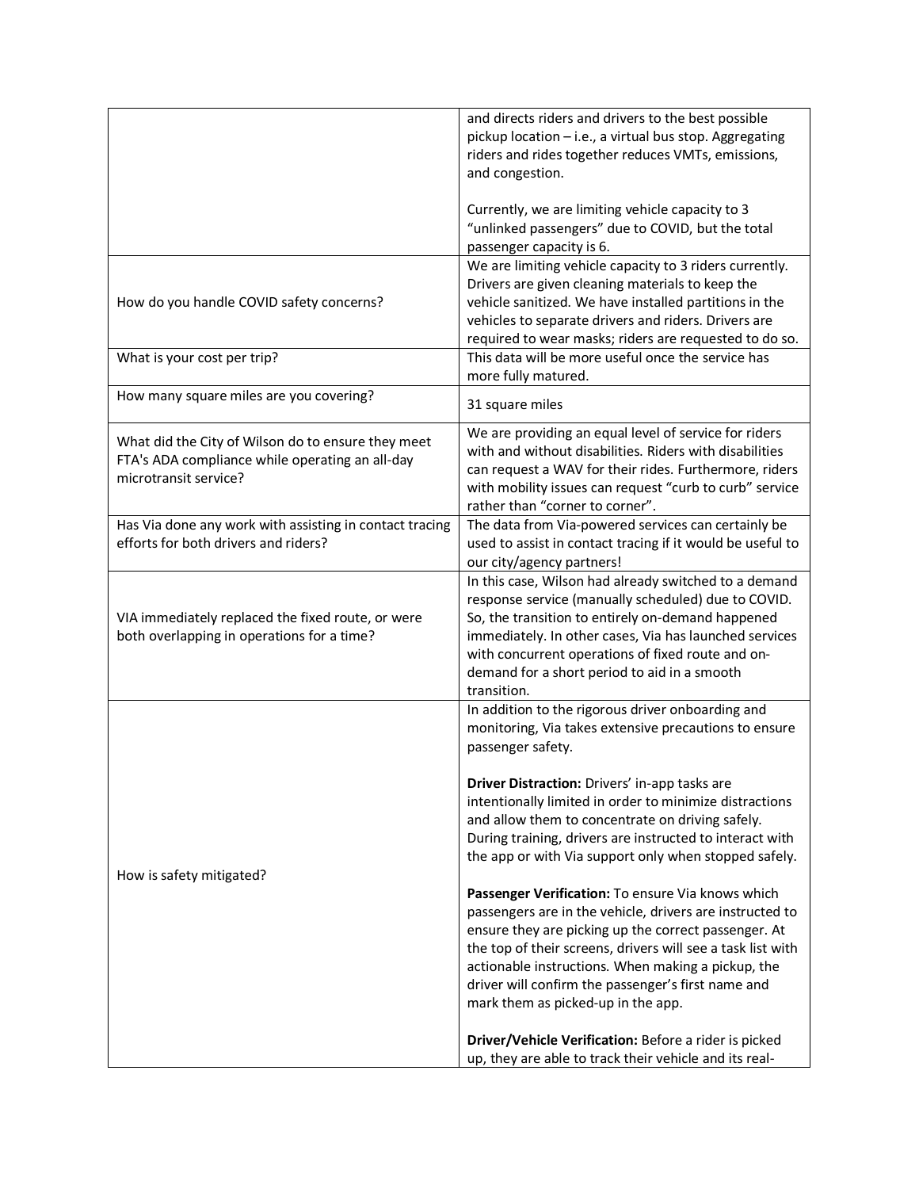| | |
|---|---|
| | and directs riders and drivers to the best possible pickup location – i.e., a virtual bus stop. Aggregating riders and rides together reduces VMTs, emissions, and congestion.<br><br>Currently, we are limiting vehicle capacity to 3 "unlinked passengers" due to COVID, but the total passenger capacity is 6. |
| How do you handle COVID safety concerns? | We are limiting vehicle capacity to 3 riders currently. Drivers are given cleaning materials to keep the vehicle sanitized. We have installed partitions in the vehicles to separate drivers and riders. Drivers are required to wear masks; riders are requested to do so. |
| What is your cost per trip? | This data will be more useful once the service has more fully matured. |
| How many square miles are you covering? | 31 square miles |
| What did the City of Wilson do to ensure they meet FTA's ADA compliance while operating an all-day microtransit service? | We are providing an equal level of service for riders with and without disabilities. Riders with disabilities can request a WAV for their rides. Furthermore, riders with mobility issues can request "curb to curb" service rather than "corner to corner". |
| Has Via done any work with assisting in contact tracing efforts for both drivers and riders? | The data from Via-powered services can certainly be used to assist in contact tracing if it would be useful to our city/agency partners! |
| VIA immediately replaced the fixed route, or were both overlapping in operations for a time? | In this case, Wilson had already switched to a demand response service (manually scheduled) due to COVID. So, the transition to entirely on-demand happened immediately. In other cases, Via has launched services with concurrent operations of fixed route and on-demand for a short period to aid in a smooth transition. |
| How is safety mitigated? | In addition to the rigorous driver onboarding and monitoring, Via takes extensive precautions to ensure passenger safety.<br><br>**Driver Distraction:** Drivers' in-app tasks are intentionally limited in order to minimize distractions and allow them to concentrate on driving safely. During training, drivers are instructed to interact with the app or with Via support only when stopped safely.<br><br>**Passenger Verification:** To ensure Via knows which passengers are in the vehicle, drivers are instructed to ensure they are picking up the correct passenger. At the top of their screens, drivers will see a task list with actionable instructions. When making a pickup, the driver will confirm the passenger's first name and mark them as picked-up in the app.<br><br>**Driver/Vehicle Verification:** Before a rider is picked up, they are able to track their vehicle and its real- |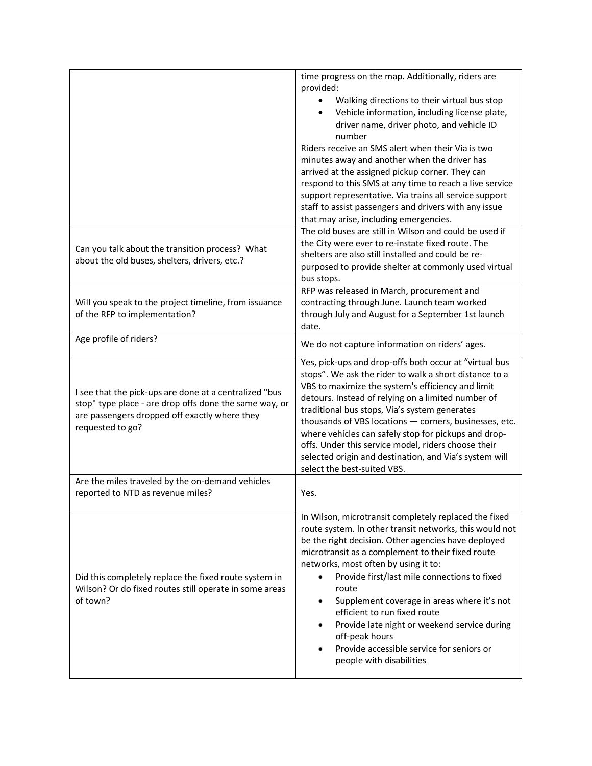| | |
|---|---|
| | time progress on the map. Additionally, riders are provided:<br>• Walking directions to their virtual bus stop<br>• Vehicle information, including license plate, driver name, driver photo, and vehicle ID number<br>Riders receive an SMS alert when their Via is two minutes away and another when the driver has arrived at the assigned pickup corner. They can respond to this SMS at any time to reach a live service support representative. Via trains all service support staff to assist passengers and drivers with any issue that may arise, including emergencies. |
| Can you talk about the transition process? What about the old buses, shelters, drivers, etc.? | The old buses are still in Wilson and could be used if the City were ever to re-instate fixed route. The shelters are also still installed and could be re-purposed to provide shelter at commonly used virtual bus stops. |
| Will you speak to the project timeline, from issuance of the RFP to implementation? | RFP was released in March, procurement and contracting through June. Launch team worked through July and August for a September 1st launch date. |
| Age profile of riders? | We do not capture information on riders' ages. |
| I see that the pick-ups are done at a centralized "bus stop" type place - are drop offs done the same way, or are passengers dropped off exactly where they requested to go? | Yes, pick-ups and drop-offs both occur at "virtual bus stops". We ask the rider to walk a short distance to a VBS to maximize the system's efficiency and limit detours. Instead of relying on a limited number of traditional bus stops, Via's system generates thousands of VBS locations — corners, businesses, etc. where vehicles can safely stop for pickups and drop-offs. Under this service model, riders choose their selected origin and destination, and Via's system will select the best-suited VBS. |
| Are the miles traveled by the on-demand vehicles reported to NTD as revenue miles? | Yes. |
| Did this completely replace the fixed route system in Wilson? Or do fixed routes still operate in some areas of town? | In Wilson, microtransit completely replaced the fixed route system. In other transit networks, this would not be the right decision. Other agencies have deployed microtransit as a complement to their fixed route networks, most often by using it to:<br>• Provide first/last mile connections to fixed route<br>• Supplement coverage in areas where it's not efficient to run fixed route<br>• Provide late night or weekend service during off-peak hours<br>• Provide accessible service for seniors or people with disabilities |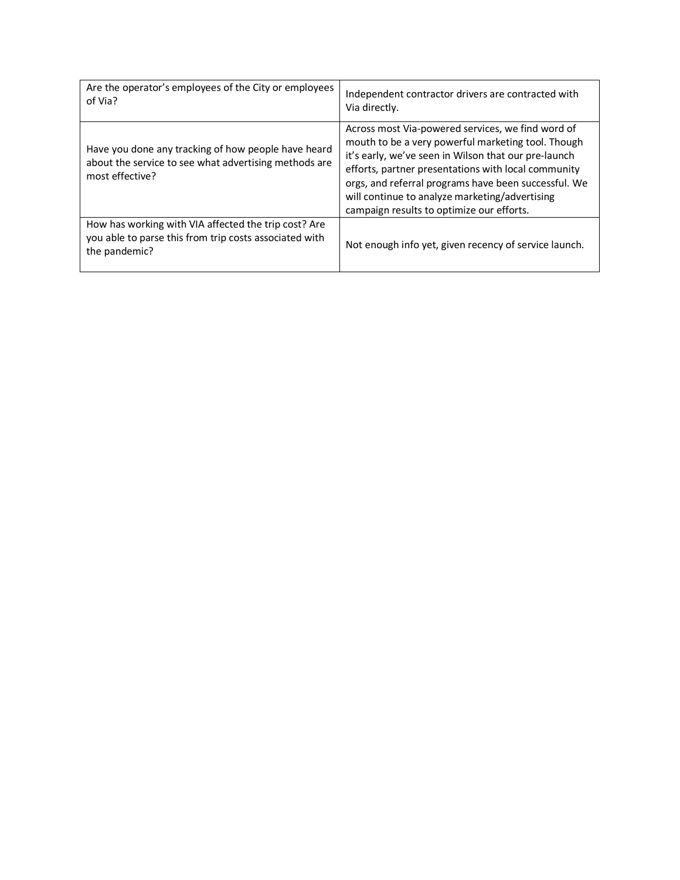| | |
|---|---|
| Are the operator's employees of the City or employees of Via? | Independent contractor drivers are contracted with Via directly. |
| Have you done any tracking of how people have heard about the service to see what advertising methods are most effective? | Across most Via-powered services, we find word of mouth to be a very powerful marketing tool. Though it's early, we've seen in Wilson that our pre-launch efforts, partner presentations with local community orgs, and referral programs have been successful. We will continue to analyze marketing/advertising campaign results to optimize our efforts. |
| How has working with VIA affected the trip cost? Are you able to parse this from trip costs associated with the pandemic? | Not enough info yet, given recency of service launch. |